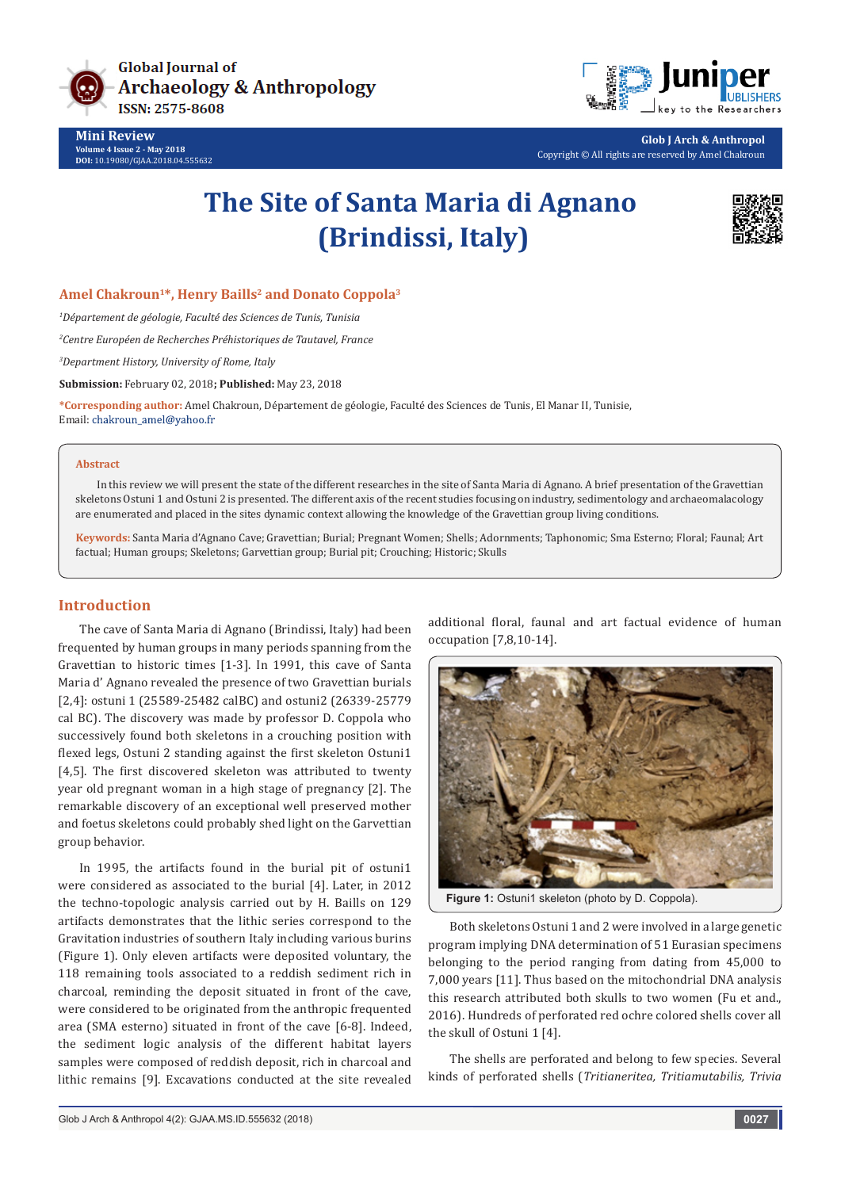Mini Review

Volume 4 Issue 2 - May 2018

DOI: 10.19080/GJAA.2018.04.555632

Glob J Arch & Anthropol

Copyright © All rights are reserved by Amel Chakroun

# The Site of Santa Maria di Agnano (Brindissi, Italy)

**Amel Chakroun[1]*, Henry Baills[2] and Donato Coppola[3]**

[1]*Département de géologie, Faculté des Sciences de Tunis, Tunisia*

[2]*Centre Européen de Recherches Préhistoriques de Tautavel, France*

[3]*Department History, University of Rome, Italy*

**Submission:** February 02, 2018; **Published:** May 23, 2018

***Corresponding author:** Amel Chakroun, Département de géologie, Faculté des Sciences de Tunis, El Manar II, Tunisie, Email: chakroun_amel@yahoo.fr

## Abstract

In this review we will present the state of the different researches in the site of Santa Maria di Agnano. A brief presentation of the Gravettian skeletons Ostuni 1 and Ostuni 2 is presented. The different axis of the recent studies focusing on industry, sedimentology and archaeomalacology are enumerated and placed in the sites dynamic context allowing the knowledge of the Gravettian group living conditions.

**Keywords:** Santa Maria d'Agnano Cave; Gravettian; Burial; Pregnant Women; Shells; Adornments; Taphonomic; Sma Esterno; Floral; Faunal; Art factual; Human groups; Skeletons; Garvettian group; Burial pit; Crouching; Historic; Skulls

## Introduction

The cave of Santa Maria di Agnano (Brindissi, Italy) had been frequented by human groups in many periods spanning from the Gravettian to historic times [1-3]. In 1991, this cave of Santa Maria d' Agnano revealed the presence of two Gravettian burials [2,4]: ostuni 1 (25589-25482 calBC) and ostuni2 (26339-25779 cal BC). The discovery was made by professor D. Coppola who successively found both skeletons in a crouching position with flexed legs, Ostuni 2 standing against the first skeleton Ostuni1 [4,5]. The first discovered skeleton was attributed to twenty year old pregnant woman in a high stage of pregnancy [2]. The remarkable discovery of an exceptional well preserved mother and foetus skeletons could probably shed light on the Garvettian group behavior.

In 1995, the artifacts found in the burial pit of ostuni1 were considered as associated to the burial [4]. Later, in 2012 the techno-topologic analysis carried out by H. Baills on 129 artifacts demonstrates that the lithic series correspond to the Gravitation industries of southern Italy including various burins (Figure 1). Only eleven artifacts were deposited voluntary, the 118 remaining tools associated to a reddish sediment rich in charcoal, reminding the deposit situated in front of the cave, were considered to be originated from the anthropic frequented area (SMA esterno) situated in front of the cave [6-8]. Indeed, the sediment logic analysis of the different habitat layers samples were composed of reddish deposit, rich in charcoal and lithic remains [9]. Excavations conducted at the site revealed additional floral, faunal and art factual evidence of human occupation [7,8,10-14].

**Figure 1:** Ostuni1 skeleton (photo by D. Coppola).

Both skeletons Ostuni 1 and 2 were involved in a large genetic program implying DNA determination of 51 Eurasian specimens belonging to the period ranging from dating from 45,000 to 7,000 years [11]. Thus based on the mitochondrial DNA analysis this research attributed both skulls to two women (Fu et and., 2016). Hundreds of perforated red ochre colored shells cover all the skull of Ostuni 1 [4].

The shells are perforated and belong to few species. Several kinds of perforated shells (*Tritianeritea, Tritiamutabilis, Trivia*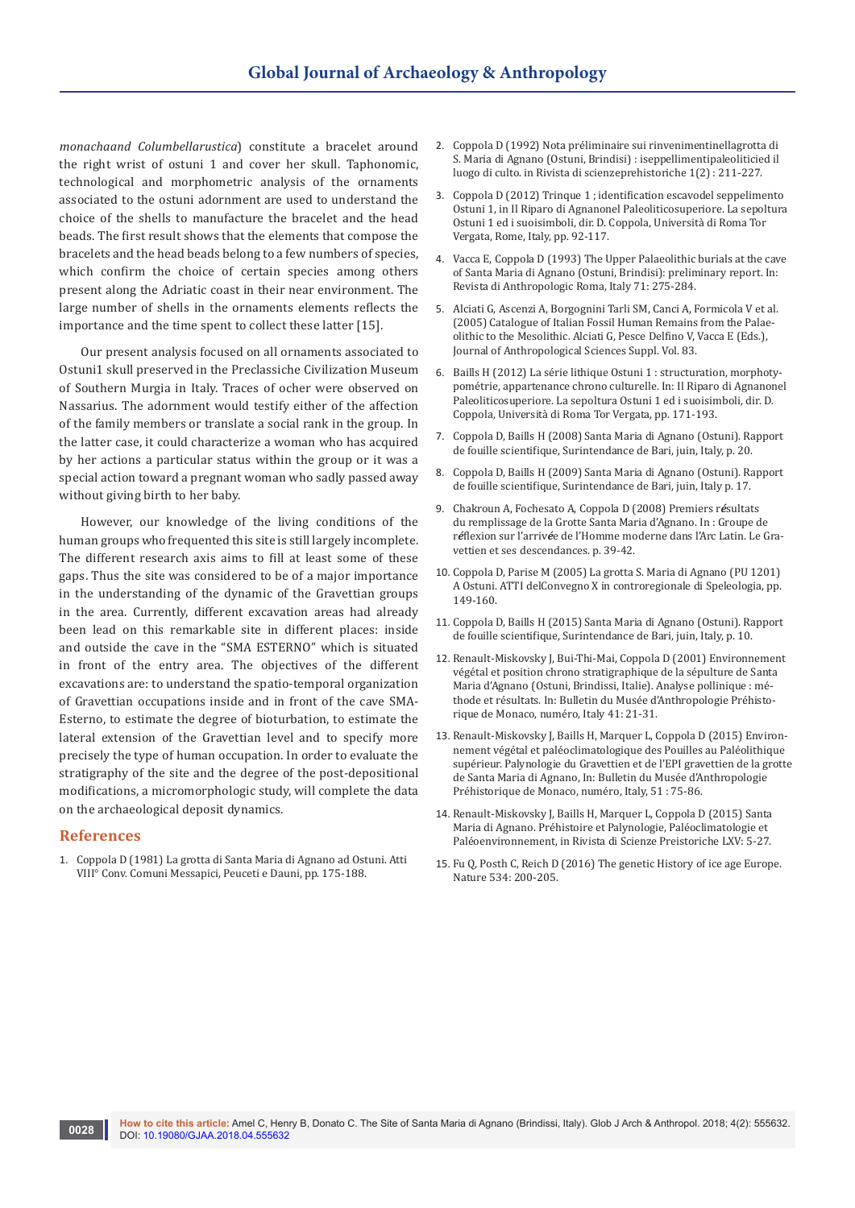*monachaand Columbellarustica*) constitute a bracelet around the right wrist of ostuni 1 and cover her skull. Taphonomic, technological and morphometric analysis of the ornaments associated to the ostuni adornment are used to understand the choice of the shells to manufacture the bracelet and the head beads. The first result shows that the elements that compose the bracelets and the head beads belong to a few numbers of species, which confirm the choice of certain species among others present along the Adriatic coast in their near environment. The large number of shells in the ornaments elements reflects the importance and the time spent to collect these latter [15].

Our present analysis focused on all ornaments associated to Ostuni1 skull preserved in the Preclassiche Civilization Museum of Southern Murgia in Italy. Traces of ocher were observed on Nassarius. The adornment would testify either of the affection of the family members or translate a social rank in the group. In the latter case, it could characterize a woman who has acquired by her actions a particular status within the group or it was a special action toward a pregnant woman who sadly passed away without giving birth to her baby.

However, our knowledge of the living conditions of the human groups who frequented this site is still largely incomplete. The different research axis aims to fill at least some of these gaps. Thus the site was considered to be of a major importance in the understanding of the dynamic of the Gravettian groups in the area. Currently, different excavation areas had already been lead on this remarkable site in different places: inside and outside the cave in the "SMA ESTERNO" which is situated in front of the entry area. The objectives of the different excavations are: to understand the spatio-temporal organization of Gravettian occupations inside and in front of the cave SMA-Esterno, to estimate the degree of bioturbation, to estimate the lateral extension of the Gravettian level and to specify more precisely the type of human occupation. In order to evaluate the stratigraphy of the site and the degree of the post-depositional modifications, a micromorphologic study, will complete the data on the archaeological deposit dynamics.

## References

1. Coppola D (1981) La grotta di Santa Maria di Agnano ad Ostuni. Atti VIII° Conv. Comuni Messapici, Peuceti e Dauni, pp. 175-188.
2. Coppola D (1992) Nota préliminaire sui rinvenimentinellagrotta di S. Maria di Agnano (Ostuni, Brindisi) : iseppellimentipaleoliticied il luogo di culto. in Rivista di scienzeprehistoriche 1(2) : 211-227.
3. Coppola D (2012) Trinque 1 ; identification escavodel seppelimento Ostuni 1, in Il Riparo di Agnanonel Paleoliticosuperiore. La sepoltura Ostuni 1 ed i suoisimboli, dir. D. Coppola, Università di Roma Tor Vergata, Rome, Italy, pp. 92-117.
4. Vacca E, Coppola D (1993) The Upper Palaeolithic burials at the cave of Santa Maria di Agnano (Ostuni, Brindisi): preliminary report. In: Revista di Anthropologic Roma, Italy 71: 275-284.
5. Alciati G, Ascenzi A, Borgognini Tarli SM, Canci A, Formicola V et al. (2005) Catalogue of Italian Fossil Human Remains from the Palaeolithic to the Mesolithic. Alciati G, Pesce Delfino V, Vacca E (Eds.), Journal of Anthropological Sciences Suppl. Vol. 83.
6. Baills H (2012) La série lithique Ostuni 1 : structuration, morphotypométrie, appartenance chrono culturelle. In: Il Riparo di Agnanonel Paleoliticosuperiore. La sepoltura Ostuni 1 ed i suoisimboli, dir. D. Coppola, Università di Roma Tor Vergata, pp. 171-193.
7. Coppola D, Baills H (2008) Santa Maria di Agnano (Ostuni). Rapport de fouille scientifique, Surintendance de Bari, juin, Italy, p. 20.
8. Coppola D, Baills H (2009) Santa Maria di Agnano (Ostuni). Rapport de fouille scientifique, Surintendance de Bari, juin, Italy p. 17.
9. Chakroun A, Fochesato A, Coppola D (2008) Premiers résultats du remplissage de la Grotte Santa Maria d'Agnano. In : Groupe de réflexion sur l'arrivée de l'Homme moderne dans l'Arc Latin. Le Gravettien et ses descendances. p. 39-42.
10. Coppola D, Parise M (2005) La grotta S. Maria di Agnano (PU 1201) A Ostuni. ATTI delConvegno X in controregionale di Speleologia, pp. 149-160.
11. Coppola D, Baills H (2015) Santa Maria di Agnano (Ostuni). Rapport de fouille scientifique, Surintendance de Bari, juin, Italy, p. 10.
12. Renault-Miskovsky J, Bui-Thi-Mai, Coppola D (2001) Environnement végétal et position chrono stratigraphique de la sépulture de Santa Maria d'Agnano (Ostuni, Brindisi, Italie). Analyse pollinique : méthode et résultats. In: Bulletin du Musée d'Anthropologie Préhistorique de Monaco, numéro, Italy 41: 21-31.
13. Renault-Miskovsky J, Baills H, Marquer L, Coppola D (2015) Environnement végétal et paléoclimatologique des Pouilles au Paléolithique supérieur. Palynologie du Gravettien et de l'EPI gravettien de la grotte de Santa Maria di Agnano, In: Bulletin du Musée d'Anthropologie Préhistorique de Monaco, numéro, Italy, 51 : 75-86.
14. Renault-Miskovsky J, Baills H, Marquer L, Coppola D (2015) Santa Maria di Agnano. Préhistoire et Palynologie, Paléoclimatologie et Paléoenvironnement, in Rivista di Scienze Preistoriche LXV: 5-27.
15. Fu Q, Posth C, Reich D (2016) The genetic History of ice age Europe. Nature 534: 200-205.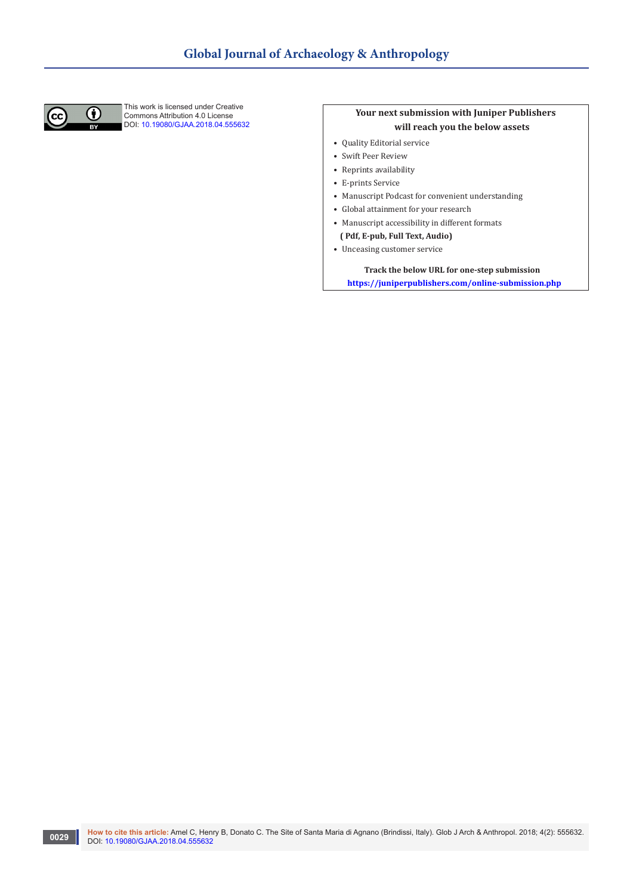This work is licensed under Creative Commons Attribution 4.0 License
DOI: 10.19080/GJAA.2018.04.555632

**Your next submission with Juniper Publishers will reach you the below assets**

- Quality Editorial service
- Swift Peer Review
- Reprints availability
- E-prints Service
- Manuscript Podcast for convenient understanding
- Global attainment for your research
- Manuscript accessibility in different formats
  **( Pdf, E-pub, Full Text, Audio)**
- Unceasing customer service

**Track the below URL for one-step submission**
**https://juniperpublishers.com/online-submission.php**

**How to cite this article:** Amel C, Henry B, Donato C. The Site of Santa Maria di Agnano (Brindisi, Italy). Glob J Arch & Anthropol. 2018; 4(2): 555632. DOI: 10.19080/GJAA.2018.04.555632